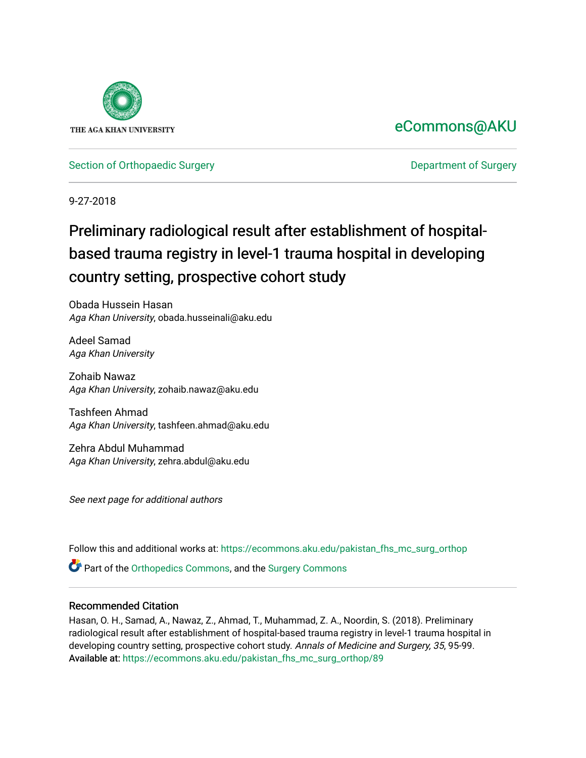THE AGA KHAN UNIVERSITY

eCommons@AKU

Section of Orthopaedic Surgery | Department of Surgery

9-27-2018

# Preliminary radiological result after establishment of hospital-based trauma registry in level-1 trauma hospital in developing country setting, prospective cohort study

Obada Hussein Hasan
*Aga Khan University*, obada.husseinali@aku.edu

Adeel Samad
*Aga Khan University*

Zohaib Nawaz
*Aga Khan University*, zohaib.nawaz@aku.edu

Tashfeen Ahmad
*Aga Khan University*, tashfeen.ahmad@aku.edu

Zehra Abdul Muhammad
*Aga Khan University*, zehra.abdul@aku.edu

*See next page for additional authors*

Follow this and additional works at: https://ecommons.aku.edu/pakistan_fhs_mc_surg_orthop

Part of the Orthopedics Commons, and the Surgery Commons

## Recommended Citation

Hasan, O. H., Samad, A., Nawaz, Z., Ahmad, T., Muhammad, Z. A., Noordin, S. (2018). Preliminary radiological result after establishment of hospital-based trauma registry in level-1 trauma hospital in developing country setting, prospective cohort study. *Annals of Medicine and Surgery, 35*, 95-99.
Available at: https://ecommons.aku.edu/pakistan_fhs_mc_surg_orthop/89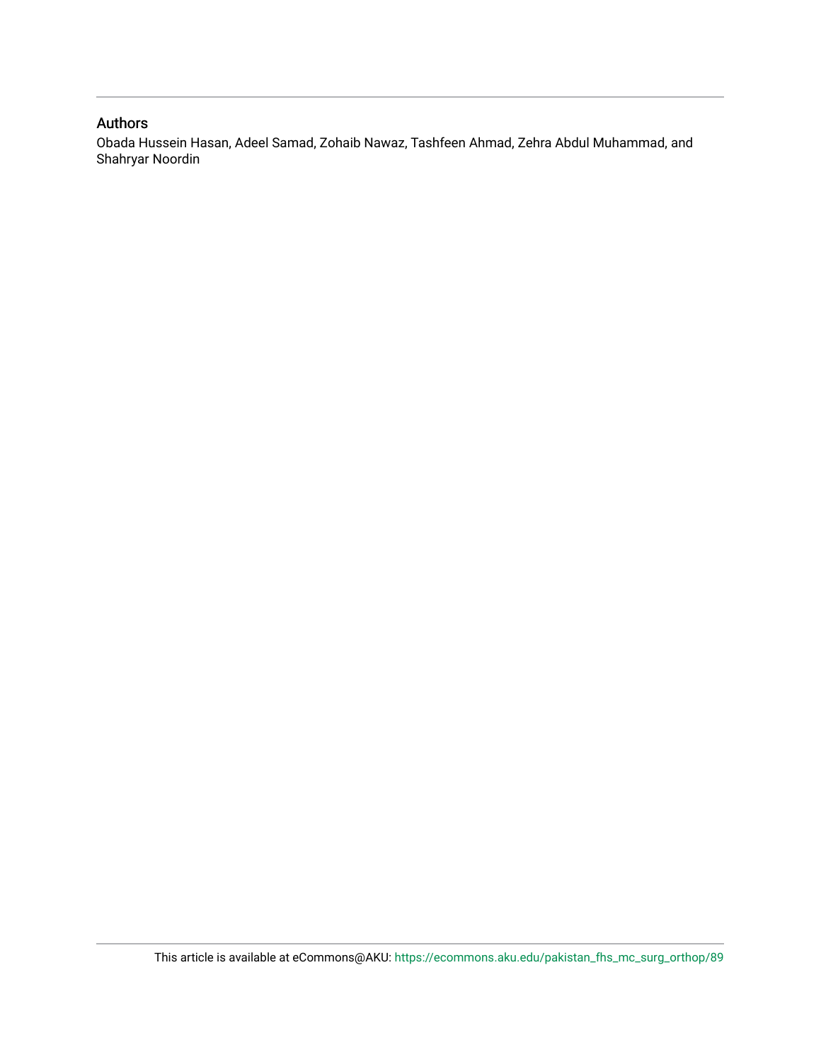## Authors

Obada Hussein Hasan, Adeel Samad, Zohaib Nawaz, Tashfeen Ahmad, Zehra Abdul Muhammad, and Shahryar Noordin

This article is available at eCommons@AKU: https://ecommons.aku.edu/pakistan_fhs_mc_surg_orthop/89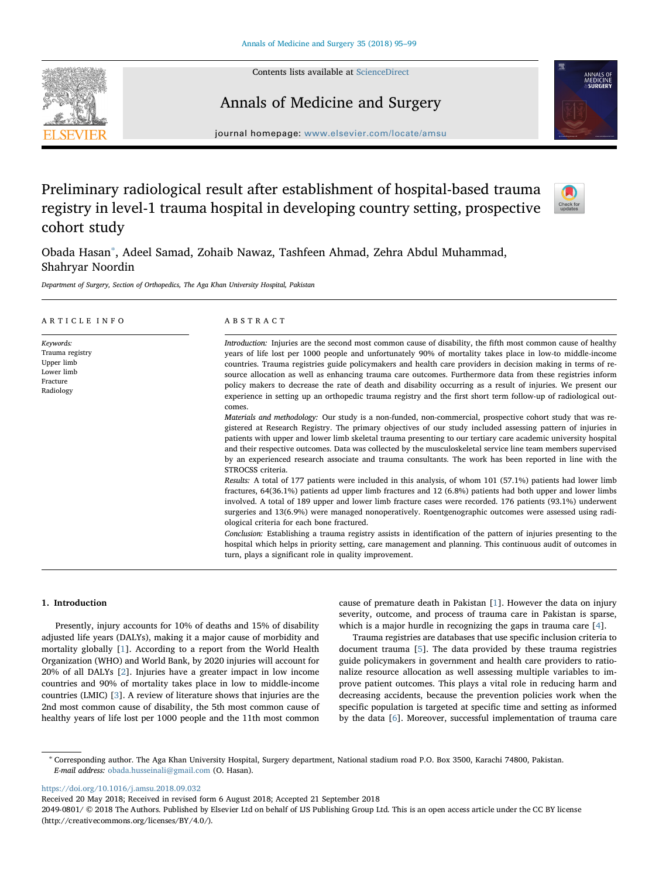# Preliminary radiological result after establishment of hospital-based trauma registry in level-1 trauma hospital in developing country setting, prospective cohort study

Obada Hasan*, Adeel Samad, Zohaib Nawaz, Tashfeen Ahmad, Zehra Abdul Muhammad, Shahryar Noordin

*Department of Surgery, Section of Orthopedics, The Aga Khan University Hospital, Pakistan*

## ARTICLE INFO

*Keywords:*
Trauma registry
Upper limb
Lower limb
Fracture
Radiology

## ABSTRACT

*Introduction:* Injuries are the second most common cause of disability, the fifth most common cause of healthy years of life lost per 1000 people and unfortunately 90% of mortality takes place in low-to middle-income countries. Trauma registries guide policymakers and health care providers in decision making in terms of resource allocation as well as enhancing trauma care outcomes. Furthermore data from these registries inform policy makers to decrease the rate of death and disability occurring as a result of injuries. We present our experience in setting up an orthopedic trauma registry and the first short term follow-up of radiological outcomes.

*Materials and methodology:* Our study is a non-funded, non-commercial, prospective cohort study that was registered at Research Registry. The primary objectives of our study included assessing pattern of injuries in patients with upper and lower limb skeletal trauma presenting to our tertiary care academic university hospital and their respective outcomes. Data was collected by the musculoskeletal service line team members supervised by an experienced research associate and trauma consultants. The work has been reported in line with the STROCSS criteria.

*Results:* A total of 177 patients were included in this analysis, of whom 101 (57.1%) patients had lower limb fractures, 64(36.1%) patients ad upper limb fractures and 12 (6.8%) patients had both upper and lower limbs involved. A total of 189 upper and lower limb fracture cases were recorded. 176 patients (93.1%) underwent surgeries and 13(6.9%) were managed nonoperatively. Roentgenographic outcomes were assessed using radiological criteria for each bone fractured.

*Conclusion:* Establishing a trauma registry assists in identification of the pattern of injuries presenting to the hospital which helps in priority setting, care management and planning. This continuous audit of outcomes in turn, plays a significant role in quality improvement.

## 1. Introduction

Presently, injury accounts for 10% of deaths and 15% of disability adjusted life years (DALYs), making it a major cause of morbidity and mortality globally [1]. According to a report from the World Health Organization (WHO) and World Bank, by 2020 injuries will account for 20% of all DALYs [2]. Injuries have a greater impact in low income countries and 90% of mortality takes place in low to middle-income countries (LMIC) [3]. A review of literature shows that injuries are the 2nd most common cause of disability, the 5th most common cause of healthy years of life lost per 1000 people and the 11th most common cause of premature death in Pakistan [1]. However the data on injury severity, outcome, and process of trauma care in Pakistan is sparse, which is a major hurdle in recognizing the gaps in trauma care [4].

Trauma registries are databases that use specific inclusion criteria to document trauma [5]. The data provided by these trauma registries guide policymakers in government and health care providers to rationalize resource allocation as well assessing multiple variables to improve patient outcomes. This plays a vital role in reducing harm and decreasing accidents, because the prevention policies work when the specific population is targeted at specific time and setting as informed by the data [6]. Moreover, successful implementation of trauma care

---

* Corresponding author. The Aga Khan University Hospital, Surgery department, National stadium road P.O. Box 3500, Karachi 74800, Pakistan.
*E-mail address:* obada.husseinali@gmail.com (O. Hasan).

https://doi.org/10.1016/j.amsu.2018.09.032
Received 20 May 2018; Received in revised form 6 August 2018; Accepted 21 September 2018
2049-0801/ © 2018 The Authors. Published by Elsevier Ltd on behalf of IJS Publishing Group Ltd. This is an open access article under the CC BY license (http://creativecommons.org/licenses/BY/4.0/).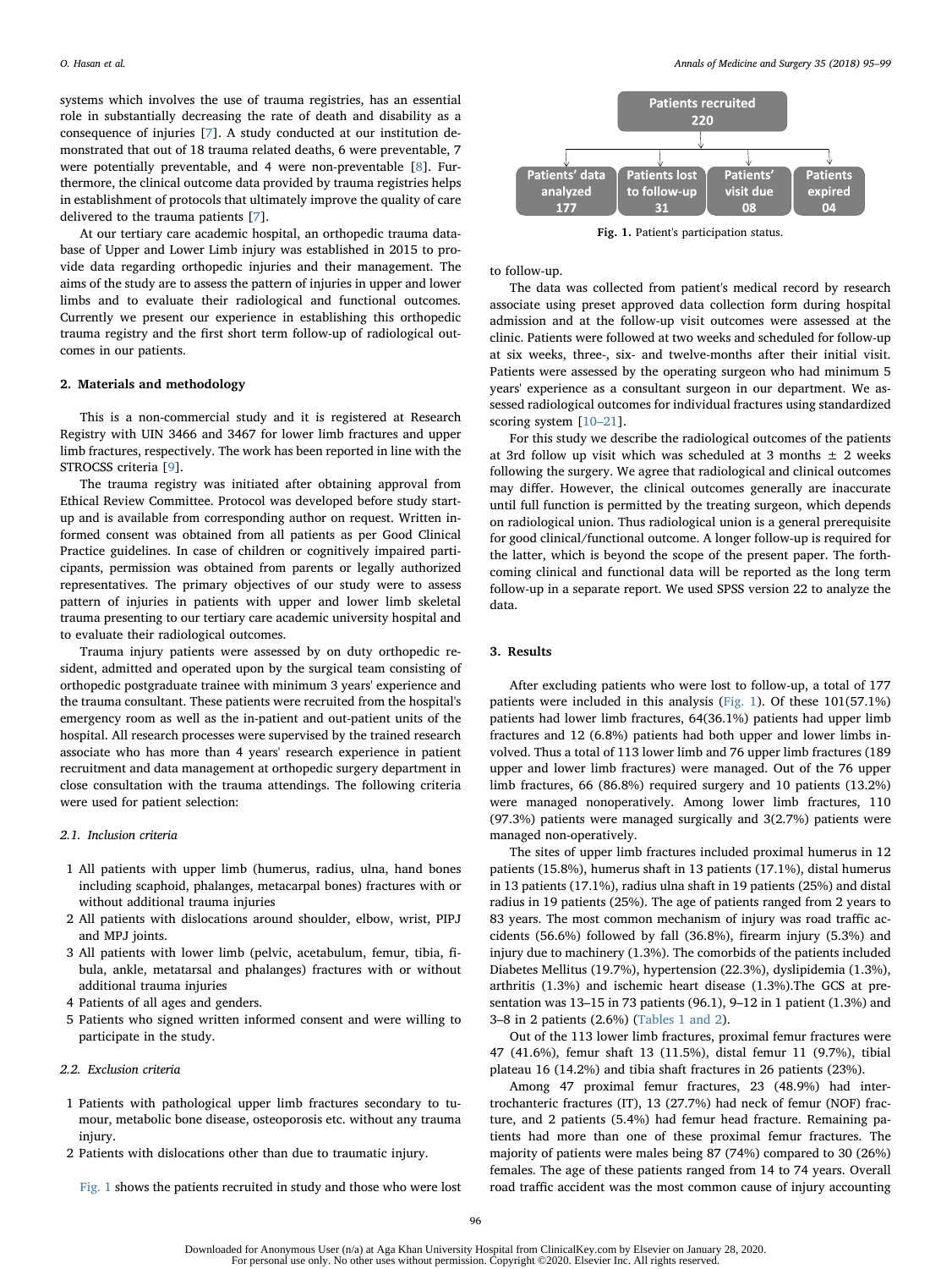systems which involves the use of trauma registries, has an essential role in substantially decreasing the rate of death and disability as a consequence of injuries [7]. A study conducted at our institution demonstrated that out of 18 trauma related deaths, 6 were preventable, 7 were potentially preventable, and 4 were non-preventable [8]. Furthermore, the clinical outcome data provided by trauma registries helps in establishment of protocols that ultimately improve the quality of care delivered to the trauma patients [7].

At our tertiary care academic hospital, an orthopedic trauma database of Upper and Lower Limb injury was established in 2015 to provide data regarding orthopedic injuries and their management. The aims of the study are to assess the pattern of injuries in upper and lower limbs and to evaluate their radiological and functional outcomes. Currently we present our experience in establishing this orthopedic trauma registry and the first short term follow-up of radiological outcomes in our patients.

## 2. Materials and methodology

This is a non-commercial study and it is registered at Research Registry with UIN 3466 and 3467 for lower limb fractures and upper limb fractures, respectively. The work has been reported in line with the STROCSS criteria [9].

The trauma registry was initiated after obtaining approval from Ethical Review Committee. Protocol was developed before study start-up and is available from corresponding author on request. Written informed consent was obtained from all patients as per Good Clinical Practice guidelines. In case of children or cognitively impaired participants, permission was obtained from parents or legally authorized representatives. The primary objectives of our study were to assess pattern of injuries in patients with upper and lower limb skeletal trauma presenting to our tertiary care academic university hospital and to evaluate their radiological outcomes.

Trauma injury patients were assessed by on duty orthopedic resident, admitted and operated upon by the surgical team consisting of orthopedic postgraduate trainee with minimum 3 years' experience and the trauma consultant. These patients were recruited from the hospital's emergency room as well as the in-patient and out-patient units of the hospital. All research processes were supervised by the trained research associate who has more than 4 years' research experience in patient recruitment and data management at orthopedic surgery department in close consultation with the trauma attendings. The following criteria were used for patient selection:

### 2.1. Inclusion criteria

1. All patients with upper limb (humerus, radius, ulna, hand bones including scaphoid, phalanges, metacarpal bones) fractures with or without additional trauma injuries
2. All patients with dislocations around shoulder, elbow, wrist, PIPJ and MPJ joints.
3. All patients with lower limb (pelvic, acetabulum, femur, tibia, fibula, ankle, metatarsal and phalanges) fractures with or without additional trauma injuries
4. Patients of all ages and genders.
5. Patients who signed written informed consent and were willing to participate in the study.

### 2.2. Exclusion criteria

1. Patients with pathological upper limb fractures secondary to tumour, metabolic bone disease, osteoporosis etc. without any trauma injury.
2. Patients with dislocations other than due to traumatic injury.

Fig. 1 shows the patients recruited in study and those who were lost to follow-up.

| Patients recruited 220 | | | |
|---|---|---|---|
| Patients' data analyzed 177 | Patients lost to follow-up 31 | Patients' visit due 08 | Patients expired 04 |

**Fig. 1.** Patient's participation status.

The data was collected from patient's medical record by research associate using preset approved data collection form during hospital admission and at the follow-up visit outcomes were assessed at the clinic. Patients were followed at two weeks and scheduled for follow-up at six weeks, three-, six- and twelve-months after their initial visit. Patients were assessed by the operating surgeon who had minimum 5 years' experience as a consultant surgeon in our department. We assessed radiological outcomes for individual fractures using standardized scoring system [10–21].

For this study we describe the radiological outcomes of the patients at 3rd follow up visit which was scheduled at 3 months ± 2 weeks following the surgery. We agree that radiological and clinical outcomes may differ. However, the clinical outcomes generally are inaccurate until full function is permitted by the treating surgeon, which depends on radiological union. Thus radiological union is a general prerequisite for good clinical/functional outcome. A longer follow-up is required for the latter, which is beyond the scope of the present paper. The forthcoming clinical and functional data will be reported as the long term follow-up in a separate report. We used SPSS version 22 to analyze the data.

## 3. Results

After excluding patients who were lost to follow-up, a total of 177 patients were included in this analysis (Fig. 1). Of these 101(57.1%) patients had lower limb fractures, 64(36.1%) patients had upper limb fractures and 12 (6.8%) patients had both upper and lower limbs involved. Thus a total of 113 lower limb and 76 upper limb fractures (189 upper and lower limb fractures) were managed. Out of the 76 upper limb fractures, 66 (86.8%) required surgery and 10 patients (13.2%) were managed nonoperatively. Among lower limb fractures, 110 (97.3%) patients were managed surgically and 3(2.7%) patients were managed non-operatively.

The sites of upper limb fractures included proximal humerus in 12 patients (15.8%), humerus shaft in 13 patients (17.1%), distal humerus in 13 patients (17.1%), radius ulna shaft in 19 patients (25%) and distal radius in 19 patients (25%). The age of patients ranged from 2 years to 83 years. The most common mechanism of injury was road traffic accidents (56.6%) followed by fall (36.8%), firearm injury (5.3%) and injury due to machinery (1.3%). The comorbids of the patients included Diabetes Mellitus (19.7%), hypertension (22.3%), dyslipidemia (1.3%), arthritis (1.3%) and ischemic heart disease (1.3%).The GCS at presentation was 13–15 in 73 patients (96.1), 9–12 in 1 patient (1.3%) and 3–8 in 2 patients (2.6%) (Tables 1 and 2).

Out of the 113 lower limb fractures, proximal femur fractures were 47 (41.6%), femur shaft 13 (11.5%), distal femur 11 (9.7%), tibial plateau 16 (14.2%) and tibia shaft fractures in 26 patients (23%).

Among 47 proximal femur fractures, 23 (48.9%) had intertrochanteric fractures (IT), 13 (27.7%) had neck of femur (NOF) fracture, and 2 patients (5.4%) had femur head fracture. Remaining patients had more than one of these proximal femur fractures. The majority of patients were males being 87 (74%) compared to 30 (26%) females. The age of these patients ranged from 14 to 74 years. Overall road traffic accident was the most common cause of injury accounting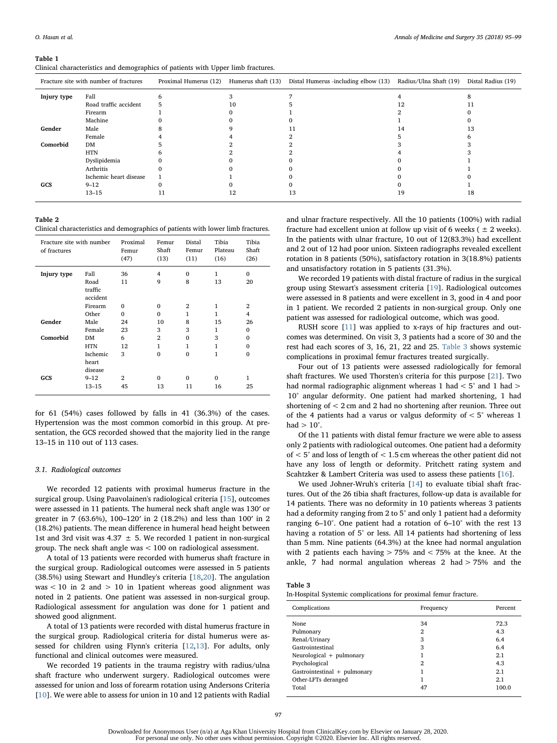**Table 1**
Clinical characteristics and demographics of patients with Upper limb fractures.

| Fracture site with number of fractures | | Proximal Humerus (12) | Humerus shaft (13) | Distal Humerus -including elbow (13) | Radius/Ulna Shaft (19) | Distal Radius (19) |
|---|---|---|---|---|---|---|
| **Injury type** | Fall | 6 | 3 | 7 | 4 | 8 |
| | Road traffic accident | 5 | 10 | 5 | 12 | 11 |
| | Firearm | 1 | 0 | 1 | 2 | 0 |
| | Machine | 0 | 0 | 0 | 1 | 0 |
| **Gender** | Male | 8 | 9 | 11 | 14 | 13 |
| | Female | 4 | 4 | 2 | 5 | 6 |
| **Comorbid** | DM | 5 | 2 | 2 | 3 | 3 |
| | HTN | 6 | 2 | 2 | 4 | 3 |
| | Dyslipidemia | 0 | 0 | 0 | 0 | 1 |
| | Arthritis | 0 | 0 | 0 | 0 | 1 |
| | Ischemic heart disease | 1 | 1 | 0 | 0 | 0 |
| **GCS** | 9–12 | 0 | 0 | 0 | 0 | 1 |
| | 13–15 | 11 | 12 | 13 | 19 | 18 |

**Table 2**
Clinical characteristics and demographics of patients with lower limb fractures.

| Fracture site with number of fractures | | Proximal Femur (47) | Femur Shaft (13) | Distal Femur (11) | Tibia Plateau (16) | Tibia Shaft (26) |
|---|---|---|---|---|---|---|
| **Injury type** | Fall | 36 | 4 | 0 | 1 | 0 |
| | Road traffic accident | 11 | 9 | 8 | 13 | 20 |
| | Firearm | 0 | 0 | 2 | 1 | 2 |
| | Other | 0 | 0 | 1 | 1 | 4 |
| **Gender** | Male | 24 | 10 | 8 | 15 | 26 |
| | Female | 23 | 3 | 3 | 1 | 0 |
| **Comorbid** | DM | 6 | 2 | 0 | 3 | 0 |
| | HTN | 12 | 1 | 1 | 1 | 0 |
| | Ischemic heart disease | 3 | 0 | 0 | 1 | 0 |
| **GCS** | 9–12 | 2 | 0 | 0 | 0 | 1 |
| | 13–15 | 45 | 13 | 11 | 16 | 25 |

for 61 (54%) cases followed by falls in 41 (36.3%) of the cases. Hypertension was the most common comorbid in this group. At presentation, the GCS recorded showed that the majority lied in the range 13–15 in 110 out of 113 cases.

### 3.1. Radiological outcomes

We recorded 12 patients with proximal humerus fracture in the surgical group. Using Paavolainen's radiological criteria [15], outcomes were assessed in 11 patients. The humeral neck shaft angle was 130′ or greater in 7 (63.6%), 100–120′ in 2 (18.2%) and less than 100′ in 2 (18.2%) patients. The mean difference in humeral head height between 1st and 3rd visit was 4.37 ± 5. We recorded 1 patient in non-surgical group. The neck shaft angle was < 100 on radiological assessment.

A total of 13 patients were recorded with humerus shaft fracture in the surgical group. Radiological outcomes were assessed in 5 patients (38.5%) using Stewart and Hundley's criteria [18,20]. The angulation was < 10 in 2 and > 10 in 1patient whereas good alignment was noted in 2 patients. One patient was assessed in non-surgical group. Radiological assessment for angulation was done for 1 patient and showed good alignment.

A total of 13 patients were recorded with distal humerus fracture in the surgical group. Radiological criteria for distal humerus were assessed for children using Flynn's criteria [12,13]. For adults, only functional and clinical outcomes were measured.

We recorded 19 patients in the trauma registry with radius/ulna shaft fracture who underwent surgery. Radiological outcomes were assessed for union and loss of forearm rotation using Andersons Criteria [10]. We were able to assess for union in 10 and 12 patients with Radial and ulnar fracture respectively. All the 10 patients (100%) with radial fracture had excellent union at follow up visit of 6 weeks ( ± 2 weeks). In the patients with ulnar fracture, 10 out of 12(83.3%) had excellent and 2 out of 12 had poor union. Sixteen radiographs revealed excellent rotation in 8 patients (50%), satisfactory rotation in 3(18.8%) patients and unsatisfactory rotation in 5 patients (31.3%).

We recorded 19 patients with distal fracture of radius in the surgical group using Stewart's assessment criteria [19]. Radiological outcomes were assessed in 8 patients and were excellent in 3, good in 4 and poor in 1 patient. We recorded 2 patients in non-surgical group. Only one patient was assessed for radiological outcome, which was good.

RUSH score [11] was applied to x-rays of hip fractures and outcomes was determined. On visit 3, 3 patients had a score of 30 and the rest had each scores of 3, 16, 21, 22 and 25. Table 3 shows systemic complications in proximal femur fractures treated surgically.

Four out of 13 patients were assessed radiologically for femoral shaft fractures. We used Thorsten's criteria for this purpose [21]. Two had normal radiographic alignment whereas 1 had < 5° and 1 had > 10° angular deformity. One patient had marked shortening, 1 had shortening of < 2 cm and 2 had no shortening after reunion. Three out of the 4 patients had a varus or valgus deformity of < 5° whereas 1 had > 10°.

Of the 11 patients with distal femur fracture we were able to assess only 2 patients with radiological outcomes. One patient had a deformity of < 5° and loss of length of < 1.5 cm whereas the other patient did not have any loss of length or deformity. Pritchett rating system and Scahtzker & Lambert Criteria was used to assess these patients [16].

We used Johner-Wruh's criteria [14] to evaluate tibial shaft fractures. Out of the 26 tibia shaft fractures, follow-up data is available for 14 patients. There was no deformity in 10 patients whereas 3 patients had a deformity ranging from 2 to 5° and only 1 patient had a deformity ranging 6–10°. One patient had a rotation of 6–10° with the rest 13 having a rotation of 5° or less. All 14 patients had shortening of less than 5 mm. Nine patients (64.3%) at the knee had normal angulation with 2 patients each having > 75% and < 75% at the knee. At the ankle, 7 had normal angulation whereas 2 had > 75% and the

**Table 3**
In-Hospital Systemic complications for proximal femur fracture.

| Complications | Frequency | Percent |
|---|---|---|
| None | 34 | 72.3 |
| Pulmonary | 2 | 4.3 |
| Renal/Urinary | 3 | 6.4 |
| Gastrointestinal | 3 | 6.4 |
| Neurological + pulmonary | 1 | 2.1 |
| Psychological | 2 | 4.3 |
| Gastrointestinal + pulmonary | 1 | 2.1 |
| Other-LFTs deranged | 1 | 2.1 |
| Total | 47 | 100.0 |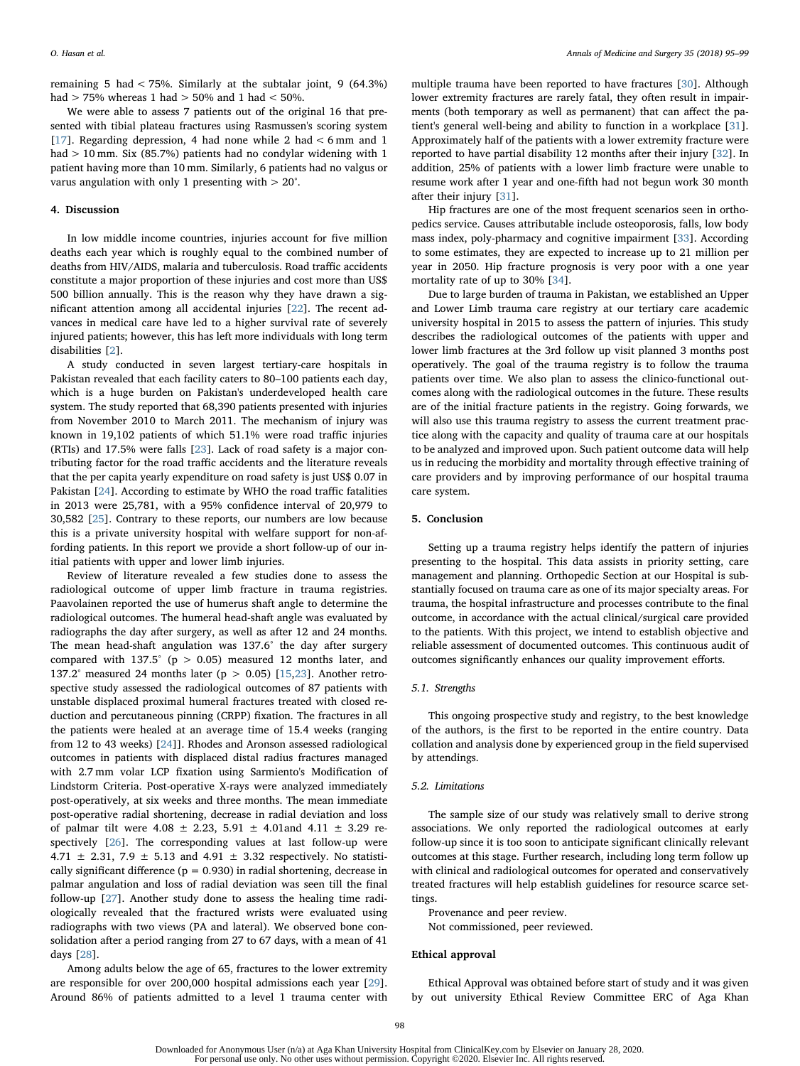remaining 5 had < 75%. Similarly at the subtalar joint, 9 (64.3%) had > 75% whereas 1 had > 50% and 1 had < 50%.

We were able to assess 7 patients out of the original 16 that presented with tibial plateau fractures using Rasmussen's scoring system [17]. Regarding depression, 4 had none while 2 had < 6 mm and 1 had > 10 mm. Six (85.7%) patients had no condylar widening with 1 patient having more than 10 mm. Similarly, 6 patients had no valgus or varus angulation with only 1 presenting with > 20°.

## 4. Discussion

In low middle income countries, injuries account for five million deaths each year which is roughly equal to the combined number of deaths from HIV/AIDS, malaria and tuberculosis. Road traffic accidents constitute a major proportion of these injuries and cost more than US$ 500 billion annually. This is the reason why they have drawn a significant attention among all accidental injuries [22]. The recent advances in medical care have led to a higher survival rate of severely injured patients; however, this has left more individuals with long term disabilities [2].

A study conducted in seven largest tertiary-care hospitals in Pakistan revealed that each facility caters to 80–100 patients each day, which is a huge burden on Pakistan's underdeveloped health care system. The study reported that 68,390 patients presented with injuries from November 2010 to March 2011. The mechanism of injury was known in 19,102 patients of which 51.1% were road traffic injuries (RTIs) and 17.5% were falls [23]. Lack of road safety is a major contributing factor for the road traffic accidents and the literature reveals that the per capita yearly expenditure on road safety is just US$ 0.07 in Pakistan [24]. According to estimate by WHO the road traffic fatalities in 2013 were 25,781, with a 95% confidence interval of 20,979 to 30,582 [25]. Contrary to these reports, our numbers are low because this is a private university hospital with welfare support for non-affording patients. In this report we provide a short follow-up of our initial patients with upper and lower limb injuries.

Review of literature revealed a few studies done to assess the radiological outcome of upper limb fracture in trauma registries. Paavolainen reported the use of humerus shaft angle to determine the radiological outcomes. The humeral head-shaft angle was evaluated by radiographs the day after surgery, as well as after 12 and 24 months. The mean head-shaft angulation was 137.6° the day after surgery compared with 137.5° ($p > 0.05$) measured 12 months later, and 137.2° measured 24 months later ($p > 0.05$) [15,23]. Another retrospective study assessed the radiological outcomes of 87 patients with unstable displaced proximal humeral fractures treated with closed reduction and percutaneous pinning (CRPP) fixation. The fractures in all the patients were healed at an average time of 15.4 weeks (ranging from 12 to 43 weeks) [24]]. Rhodes and Aronson assessed radiological outcomes in patients with displaced distal radius fractures managed with 2.7 mm volar LCP fixation using Sarmiento's Modification of Lindstorm Criteria. Post-operative X-rays were analyzed immediately post-operatively, at six weeks and three months. The mean immediate post-operative radial shortening, decrease in radial deviation and loss of palmar tilt were 4.08 ± 2.23, 5.91 ± 4.01and 4.11 ± 3.29 respectively [26]. The corresponding values at last follow-up were 4.71 ± 2.31, 7.9 ± 5.13 and 4.91 ± 3.32 respectively. No statistically significant difference ($p = 0.930$) in radial shortening, decrease in palmar angulation and loss of radial deviation was seen till the final follow-up [27]. Another study done to assess the healing time radiologically revealed that the fractured wrists were evaluated using radiographs with two views (PA and lateral). We observed bone consolidation after a period ranging from 27 to 67 days, with a mean of 41 days [28].

Among adults below the age of 65, fractures to the lower extremity are responsible for over 200,000 hospital admissions each year [29]. Around 86% of patients admitted to a level 1 trauma center with multiple trauma have been reported to have fractures [30]. Although lower extremity fractures are rarely fatal, they often result in impairments (both temporary as well as permanent) that can affect the patient's general well-being and ability to function in a workplace [31]. Approximately half of the patients with a lower extremity fracture were reported to have partial disability 12 months after their injury [32]. In addition, 25% of patients with a lower limb fracture were unable to resume work after 1 year and one-fifth had not begun work 30 month after their injury [31].

Hip fractures are one of the most frequent scenarios seen in orthopedics service. Causes attributable include osteoporosis, falls, low body mass index, poly-pharmacy and cognitive impairment [33]. According to some estimates, they are expected to increase up to 21 million per year in 2050. Hip fracture prognosis is very poor with a one year mortality rate of up to 30% [34].

Due to large burden of trauma in Pakistan, we established an Upper and Lower Limb trauma care registry at our tertiary care academic university hospital in 2015 to assess the pattern of injuries. This study describes the radiological outcomes of the patients with upper and lower limb fractures at the 3rd follow up visit planned 3 months post operatively. The goal of the trauma registry is to follow the trauma patients over time. We also plan to assess the clinico-functional outcomes along with the radiological outcomes in the future. These results are of the initial fracture patients in the registry. Going forwards, we will also use this trauma registry to assess the current treatment practice along with the capacity and quality of trauma care at our hospitals to be analyzed and improved upon. Such patient outcome data will help us in reducing the morbidity and mortality through effective training of care providers and by improving performance of our hospital trauma care system.

## 5. Conclusion

Setting up a trauma registry helps identify the pattern of injuries presenting to the hospital. This data assists in priority setting, care management and planning. Orthopedic Section at our Hospital is substantially focused on trauma care as one of its major specialty areas. For trauma, the hospital infrastructure and processes contribute to the final outcome, in accordance with the actual clinical/surgical care provided to the patients. With this project, we intend to establish objective and reliable assessment of documented outcomes. This continuous audit of outcomes significantly enhances our quality improvement efforts.

### *5.1. Strengths*

This ongoing prospective study and registry, to the best knowledge of the authors, is the first to be reported in the entire country. Data collation and analysis done by experienced group in the field supervised by attendings.

### *5.2. Limitations*

The sample size of our study was relatively small to derive strong associations. We only reported the radiological outcomes at early follow-up since it is too soon to anticipate significant clinically relevant outcomes at this stage. Further research, including long term follow up with clinical and radiological outcomes for operated and conservatively treated fractures will help establish guidelines for resource scarce settings.

Provenance and peer review.

Not commissioned, peer reviewed.

## Ethical approval

Ethical Approval was obtained before start of study and it was given by out university Ethical Review Committee ERC of Aga Khan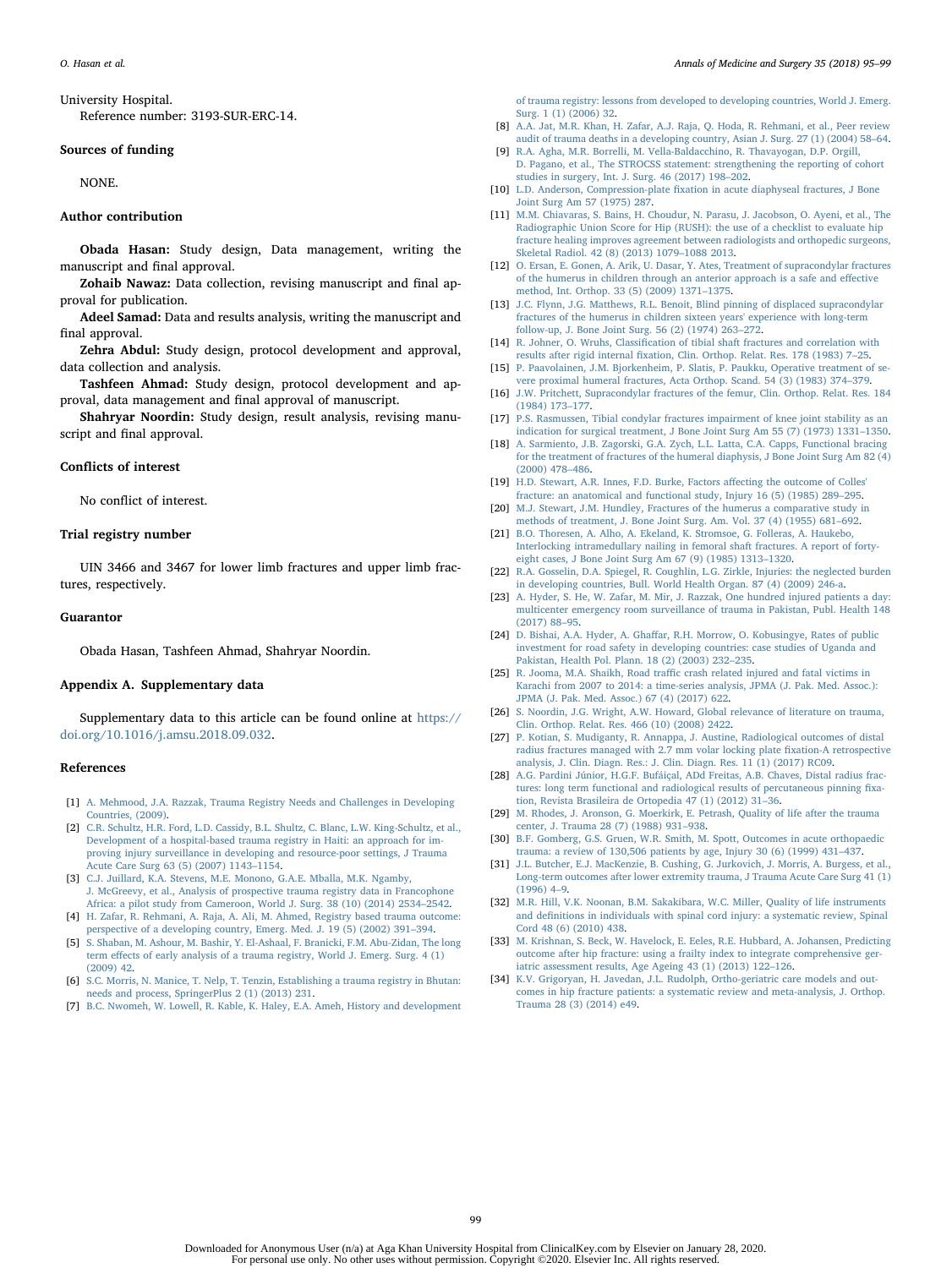University Hospital.

Reference number: 3193-SUR-ERC-14.

## Sources of funding

NONE.

## Author contribution

**Obada Hasan:** Study design, Data management, writing the manuscript and final approval.

**Zohaib Nawaz:** Data collection, revising manuscript and final approval for publication.

**Adeel Samad:** Data and results analysis, writing the manuscript and final approval.

**Zehra Abdul:** Study design, protocol development and approval, data collection and analysis.

**Tashfeen Ahmad:** Study design, protocol development and approval, data management and final approval of manuscript.

**Shahryar Noordin:** Study design, result analysis, revising manuscript and final approval.

## Conflicts of interest

No conflict of interest.

## Trial registry number

UIN 3466 and 3467 for lower limb fractures and upper limb fractures, respectively.

## Guarantor

Obada Hasan, Tashfeen Ahmad, Shahryar Noordin.

## Appendix A. Supplementary data

Supplementary data to this article can be found online at https://doi.org/10.1016/j.amsu.2018.09.032.

## References

[1] A. Mehmood, J.A. Razzak, Trauma Registry Needs and Challenges in Developing Countries, (2009).

[2] C.R. Schultz, H.R. Ford, L.D. Cassidy, B.L. Shultz, C. Blanc, L.W. King-Schultz, et al., Development of a hospital-based trauma registry in Haiti: an approach for improving injury surveillance in developing and resource-poor settings, J Trauma Acute Care Surg 63 (5) (2007) 1143–1154.

[3] C.J. Juillard, K.A. Stevens, M.E. Monono, G.A.E. Mballa, M.K. Ngamby, J. McGreevy, et al., Analysis of prospective trauma registry data in Francophone Africa: a pilot study from Cameroon, World J. Surg. 38 (10) (2014) 2534–2542.

[4] H. Zafar, R. Rehmani, A. Raja, A. Ali, M. Ahmed, Registry based trauma outcome: perspective of a developing country, Emerg. Med. J. 19 (5) (2002) 391–394.

[5] S. Shaban, M. Ashour, M. Bashir, Y. El-Ashaal, F. Branicki, F.M. Abu-Zidan, The long term effects of early analysis of a trauma registry, World J. Emerg. Surg. 4 (1) (2009) 42.

[6] S.C. Morris, N. Manice, T. Nelp, T. Tenzin, Establishing a trauma registry in Bhutan: needs and process, SpringerPlus 2 (1) (2013) 231.

[7] B.C. Nwomeh, W. Lowell, R. Kable, K. Haley, E.A. Ameh, History and development of trauma registry: lessons from developed to developing countries, World J. Emerg. Surg. 1 (1) (2006) 32.

[8] A.A. Jat, M.R. Khan, H. Zafar, A.J. Raja, Q. Hoda, R. Rehmani, et al., Peer review audit of trauma deaths in a developing country, Asian J. Surg. 27 (1) (2004) 58–64.

[9] R.A. Agha, M.R. Borrelli, M. Vella-Baldacchino, R. Thavayogan, D.P. Orgill, D. Pagano, et al., The STROCSS statement: strengthening the reporting of cohort studies in surgery, Int. J. Surg. 46 (2017) 198–202.

[10] L.D. Anderson, Compression-plate fixation in acute diaphyseal fractures, J Bone Joint Surg Am 57 (1975) 287.

[11] M.M. Chiavaras, S. Bains, H. Choudur, N. Parasu, J. Jacobson, O. Ayeni, et al., The Radiographic Union Score for Hip (RUSH): the use of a checklist to evaluate hip fracture healing improves agreement between radiologists and orthopedic surgeons, Skeletal Radiol. 42 (8) (2013) 1079–1088 2013.

[12] O. Ersan, E. Gonen, A. Arik, U. Dasar, Y. Ates, Treatment of supracondylar fractures of the humerus in children through an anterior approach is a safe and effective method, Int. Orthop. 33 (5) (2009) 1371–1375.

[13] J.C. Flynn, J.G. Matthews, R.L. Benoit, Blind pinning of displaced supracondylar fractures of the humerus in children sixteen years' experience with long-term follow-up, J. Bone Joint Surg. 56 (2) (1974) 263–272.

[14] R. Johner, O. Wruhs, Classification of tibial shaft fractures and correlation with results after rigid internal fixation, Clin. Orthop. Relat. Res. 178 (1983) 7–25.

[15] P. Paavolainen, J.M. Bjorkenheim, P. Slatis, P. Paukku, Operative treatment of severe proximal humeral fractures, Acta Orthop. Scand. 54 (3) (1983) 374–379.

[16] J.W. Pritchett, Supracondylar fractures of the femur, Clin. Orthop. Relat. Res. 184 (1984) 173–177.

[17] P.S. Rasmussen, Tibial condylar fractures impairment of knee joint stability as an indication for surgical treatment, J Bone Joint Surg Am 55 (7) (1973) 1331–1350.

[18] A. Sarmiento, J.B. Zagorski, G.A. Zych, L.L. Latta, C.A. Capps, Functional bracing for the treatment of fractures of the humeral diaphysis, J Bone Joint Surg Am 82 (4) (2000) 478–486.

[19] H.D. Stewart, A.R. Innes, F.D. Burke, Factors affecting the outcome of Colles' fracture: an anatomical and functional study, Injury 16 (5) (1985) 289–295.

[20] M.J. Stewart, J.M. Hundley, Fractures of the humerus a comparative study in methods of treatment, J. Bone Joint Surg. Am. Vol. 37 (4) (1955) 681–692.

[21] B.O. Thoresen, A. Alho, A. Ekeland, K. Stromsoe, G. Folleras, A. Haukebo, Interlocking intramedullary nailing in femoral shaft fractures. A report of forty-eight cases, J Bone Joint Surg Am 67 (9) (1985) 1313–1320.

[22] R.A. Gosselin, D.A. Spiegel, R. Coughlin, L.G. Zirkle, Injuries: the neglected burden in developing countries, Bull. World Health Organ. 87 (4) (2009) 246-a.

[23] A. Hyder, S. He, W. Zafar, M. Mir, J. Razzak, One hundred injured patients a day: multicenter emergency room surveillance of trauma in Pakistan, Publ. Health 148 (2017) 88–95.

[24] D. Bishai, A.A. Hyder, A. Ghaffar, R.H. Morrow, O. Kobusingye, Rates of public investment for road safety in developing countries: case studies of Uganda and Pakistan, Health Pol. Plann. 18 (2) (2003) 232–235.

[25] R. Jooma, M.A. Shaikh, Road traffic crash related injured and fatal victims in Karachi from 2007 to 2014: a time-series analysis, JPMA (J. Pak. Med. Assoc.): JPMA (J. Pak. Med. Assoc.) 67 (4) (2017) 622.

[26] S. Noordin, J.G. Wright, A.W. Howard, Global relevance of literature on trauma, Clin. Orthop. Relat. Res. 466 (10) (2008) 2422.

[27] P. Kotian, S. Mudiganty, R. Annappa, J. Austine, Radiological outcomes of distal radius fractures managed with 2.7 mm volar locking plate fixation-A retrospective analysis, J. Clin. Diagn. Res.: J. Clin. Diagn. Res. 11 (1) (2017) RC09.

[28] A.G. Pardini Júnior, H.G.F. Bufáiçal, ADd Freitas, A.B. Chaves, Distal radius fractures: long term functional and radiological results of percutaneous pinning fixation, Revista Brasileira de Ortopedia 47 (1) (2012) 31–36.

[29] M. Rhodes, J. Aronson, G. Moerkirk, E. Petrash, Quality of life after the trauma center, J. Trauma 28 (7) (1988) 931–938.

[30] B.F. Gomberg, G.S. Gruen, W.R. Smith, M. Spott, Outcomes in acute orthopaedic trauma: a review of 130,506 patients by age, Injury 30 (6) (1999) 431–437.

[31] J.L. Butcher, E.J. MacKenzie, B. Cushing, G. Jurkovich, J. Morris, A. Burgess, et al., Long-term outcomes after lower extremity trauma, J Trauma Acute Care Surg 41 (1) (1996) 4–9.

[32] M.R. Hill, V.K. Noonan, B.M. Sakakibara, W.C. Miller, Quality of life instruments and definitions in individuals with spinal cord injury: a systematic review, Spinal Cord 48 (6) (2010) 438.

[33] M. Krishnan, S. Beck, W. Havelock, E. Eeles, R.E. Hubbard, A. Johansen, Predicting outcome after hip fracture: using a frailty index to integrate comprehensive geriatric assessment results, Age Ageing 43 (1) (2013) 122–126.

[34] K.V. Grigoryan, H. Javedan, J.L. Rudolph, Ortho-geriatric care models and outcomes in hip fracture patients: a systematic review and meta-analysis, J. Orthop. Trauma 28 (3) (2014) e49.